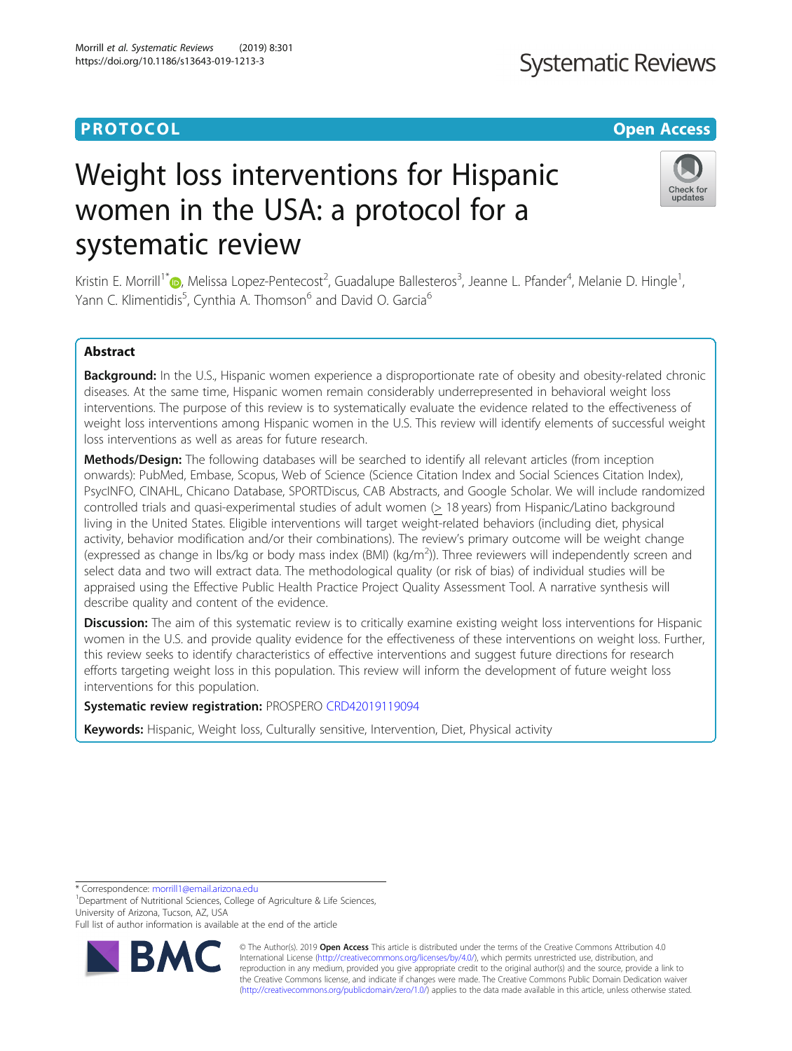PROTOCOL

Open Access

# Weight loss interventions for Hispanic women in the USA: a protocol for a systematic review

Kristin E. Morrill[1*], Melissa Lopez-Pentecost[2], Guadalupe Ballesteros[3], Jeanne L. Pfander[4], Melanie D. Hingle[1], Yann C. Klimentidis[5], Cynthia A. Thomson[6] and David O. Garcia[6]

## Abstract

**Background:** In the U.S., Hispanic women experience a disproportionate rate of obesity and obesity-related chronic diseases. At the same time, Hispanic women remain considerably underrepresented in behavioral weight loss interventions. The purpose of this review is to systematically evaluate the evidence related to the effectiveness of weight loss interventions among Hispanic women in the U.S. This review will identify elements of successful weight loss interventions as well as areas for future research.

**Methods/Design:** The following databases will be searched to identify all relevant articles (from inception onwards): PubMed, Embase, Scopus, Web of Science (Science Citation Index and Social Sciences Citation Index), PsycINFO, CINAHL, Chicano Database, SPORTDiscus, CAB Abstracts, and Google Scholar. We will include randomized controlled trials and quasi-experimental studies of adult women (≥ 18 years) from Hispanic/Latino background living in the United States. Eligible interventions will target weight-related behaviors (including diet, physical activity, behavior modification and/or their combinations). The review's primary outcome will be weight change (expressed as change in lbs/kg or body mass index (BMI) (kg/m$^2$)). Three reviewers will independently screen and select data and two will extract data. The methodological quality (or risk of bias) of individual studies will be appraised using the Effective Public Health Practice Project Quality Assessment Tool. A narrative synthesis will describe quality and content of the evidence.

**Discussion:** The aim of this systematic review is to critically examine existing weight loss interventions for Hispanic women in the U.S. and provide quality evidence for the effectiveness of these interventions on weight loss. Further, this review seeks to identify characteristics of effective interventions and suggest future directions for research efforts targeting weight loss in this population. This review will inform the development of future weight loss interventions for this population.

**Systematic review registration:** PROSPERO CRD42019119094

**Keywords:** Hispanic, Weight loss, Culturally sensitive, Intervention, Diet, Physical activity

---

* Correspondence: morrill1@email.arizona.edu

[1]Department of Nutritional Sciences, College of Agriculture & Life Sciences, University of Arizona, Tucson, AZ, USA

Full list of author information is available at the end of the article

© The Author(s). 2019 **Open Access** This article is distributed under the terms of the Creative Commons Attribution 4.0 International License (http://creativecommons.org/licenses/by/4.0/), which permits unrestricted use, distribution, and reproduction in any medium, provided you give appropriate credit to the original author(s) and the source, provide a link to the Creative Commons license, and indicate if changes were made. The Creative Commons Public Domain Dedication waiver (http://creativecommons.org/publicdomain/zero/1.0/) applies to the data made available in this article, unless otherwise stated.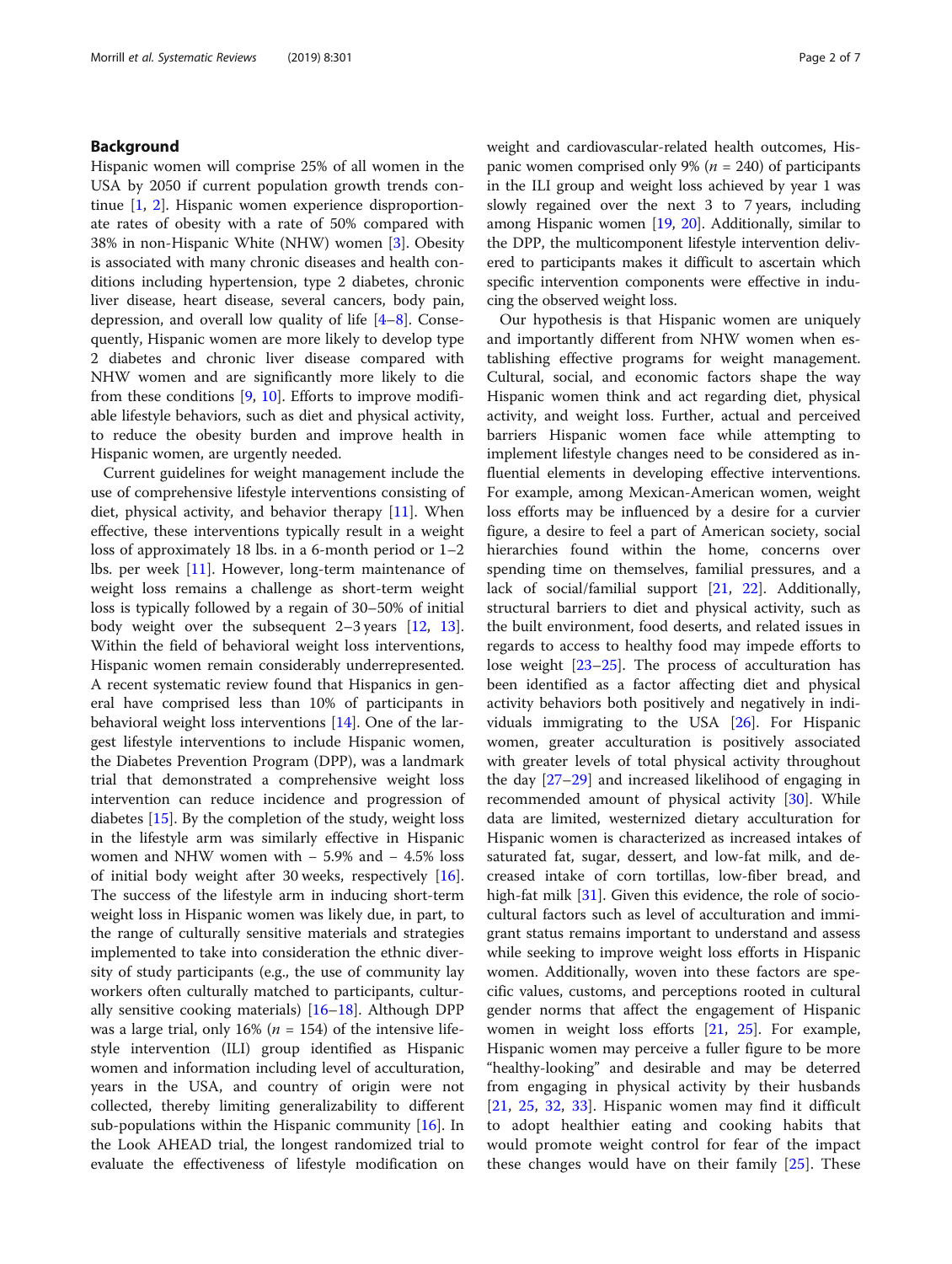## Background

Hispanic women will comprise 25% of all women in the USA by 2050 if current population growth trends continue [1, 2]. Hispanic women experience disproportionate rates of obesity with a rate of 50% compared with 38% in non-Hispanic White (NHW) women [3]. Obesity is associated with many chronic diseases and health conditions including hypertension, type 2 diabetes, chronic liver disease, heart disease, several cancers, body pain, depression, and overall low quality of life [4–8]. Consequently, Hispanic women are more likely to develop type 2 diabetes and chronic liver disease compared with NHW women and are significantly more likely to die from these conditions [9, 10]. Efforts to improve modifiable lifestyle behaviors, such as diet and physical activity, to reduce the obesity burden and improve health in Hispanic women, are urgently needed.

Current guidelines for weight management include the use of comprehensive lifestyle interventions consisting of diet, physical activity, and behavior therapy [11]. When effective, these interventions typically result in a weight loss of approximately 18 lbs. in a 6-month period or 1–2 lbs. per week [11]. However, long-term maintenance of weight loss remains a challenge as short-term weight loss is typically followed by a regain of 30–50% of initial body weight over the subsequent 2–3 years [12, 13]. Within the field of behavioral weight loss interventions, Hispanic women remain considerably underrepresented. A recent systematic review found that Hispanics in general have comprised less than 10% of participants in behavioral weight loss interventions [14]. One of the largest lifestyle interventions to include Hispanic women, the Diabetes Prevention Program (DPP), was a landmark trial that demonstrated a comprehensive weight loss intervention can reduce incidence and progression of diabetes [15]. By the completion of the study, weight loss in the lifestyle arm was similarly effective in Hispanic women and NHW women with − 5.9% and − 4.5% loss of initial body weight after 30 weeks, respectively [16]. The success of the lifestyle arm in inducing short-term weight loss in Hispanic women was likely due, in part, to the range of culturally sensitive materials and strategies implemented to take into consideration the ethnic diversity of study participants (e.g., the use of community lay workers often culturally matched to participants, culturally sensitive cooking materials) [16–18]. Although DPP was a large trial, only 16% ($n$ = 154) of the intensive lifestyle intervention (ILI) group identified as Hispanic women and information including level of acculturation, years in the USA, and country of origin were not collected, thereby limiting generalizability to different sub-populations within the Hispanic community [16]. In the Look AHEAD trial, the longest randomized trial to evaluate the effectiveness of lifestyle modification on weight and cardiovascular-related health outcomes, Hispanic women comprised only 9% ($n$ = 240) of participants in the ILI group and weight loss achieved by year 1 was slowly regained over the next 3 to 7 years, including among Hispanic women [19, 20]. Additionally, similar to the DPP, the multicomponent lifestyle intervention delivered to participants makes it difficult to ascertain which specific intervention components were effective in inducing the observed weight loss.

Our hypothesis is that Hispanic women are uniquely and importantly different from NHW women when establishing effective programs for weight management. Cultural, social, and economic factors shape the way Hispanic women think and act regarding diet, physical activity, and weight loss. Further, actual and perceived barriers Hispanic women face while attempting to implement lifestyle changes need to be considered as influential elements in developing effective interventions. For example, among Mexican-American women, weight loss efforts may be influenced by a desire for a curvier figure, a desire to feel a part of American society, social hierarchies found within the home, concerns over spending time on themselves, familial pressures, and a lack of social/familial support [21, 22]. Additionally, structural barriers to diet and physical activity, such as the built environment, food deserts, and related issues in regards to access to healthy food may impede efforts to lose weight [23–25]. The process of acculturation has been identified as a factor affecting diet and physical activity behaviors both positively and negatively in individuals immigrating to the USA [26]. For Hispanic women, greater acculturation is positively associated with greater levels of total physical activity throughout the day [27–29] and increased likelihood of engaging in recommended amount of physical activity [30]. While data are limited, westernized dietary acculturation for Hispanic women is characterized as increased intakes of saturated fat, sugar, dessert, and low-fat milk, and decreased intake of corn tortillas, low-fiber bread, and high-fat milk [31]. Given this evidence, the role of sociocultural factors such as level of acculturation and immigrant status remains important to understand and assess while seeking to improve weight loss efforts in Hispanic women. Additionally, woven into these factors are specific values, customs, and perceptions rooted in cultural gender norms that affect the engagement of Hispanic women in weight loss efforts [21, 25]. For example, Hispanic women may perceive a fuller figure to be more "healthy-looking" and desirable and may be deterred from engaging in physical activity by their husbands [21, 25, 32, 33]. Hispanic women may find it difficult to adopt healthier eating and cooking habits that would promote weight control for fear of the impact these changes would have on their family [25]. These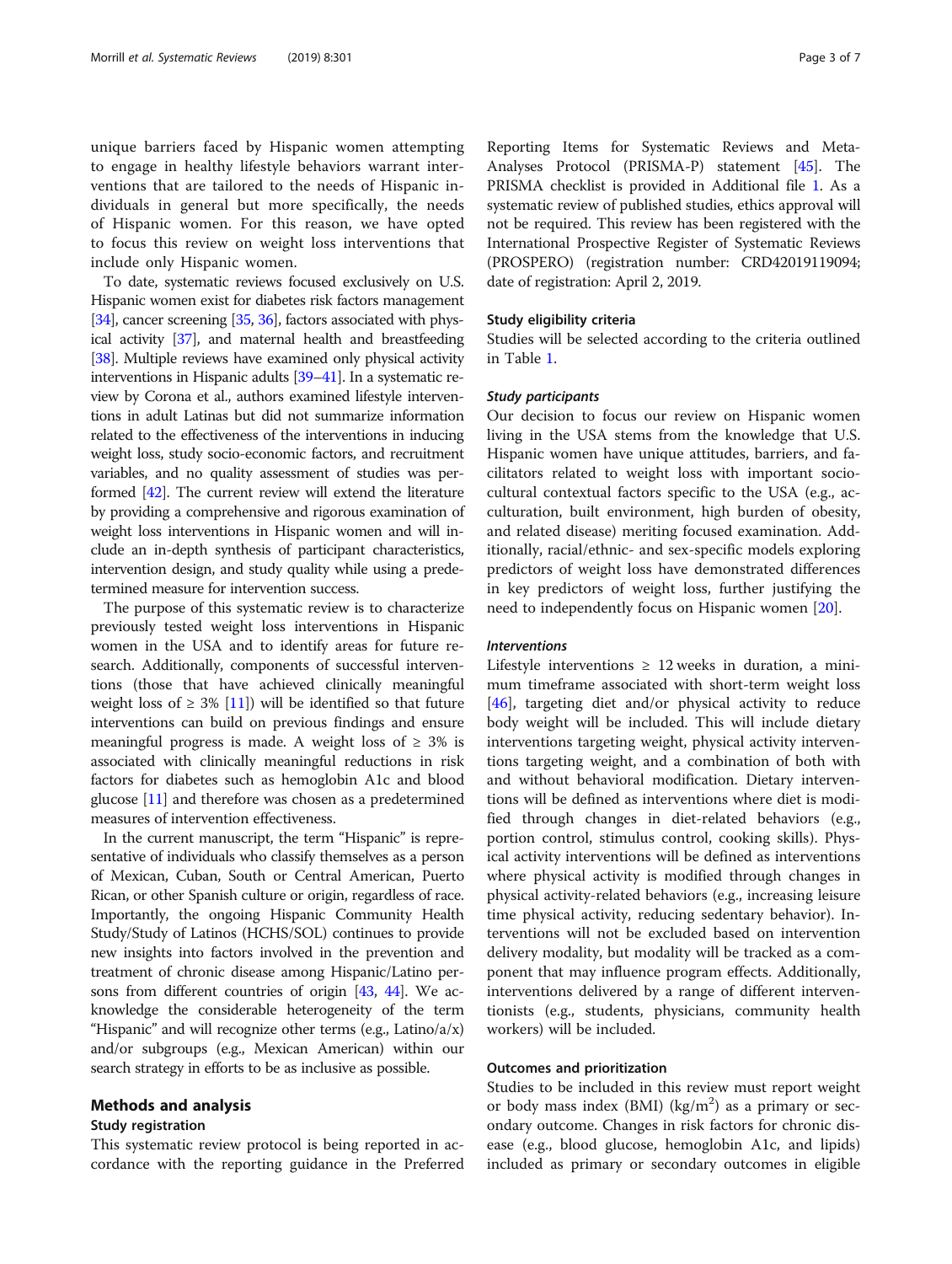unique barriers faced by Hispanic women attempting to engage in healthy lifestyle behaviors warrant interventions that are tailored to the needs of Hispanic individuals in general but more specifically, the needs of Hispanic women. For this reason, we have opted to focus this review on weight loss interventions that include only Hispanic women.

To date, systematic reviews focused exclusively on U.S. Hispanic women exist for diabetes risk factors management [34], cancer screening [35, 36], factors associated with physical activity [37], and maternal health and breastfeeding [38]. Multiple reviews have examined only physical activity interventions in Hispanic adults [39–41]. In a systematic review by Corona et al., authors examined lifestyle interventions in adult Latinas but did not summarize information related to the effectiveness of the interventions in inducing weight loss, study socio-economic factors, and recruitment variables, and no quality assessment of studies was performed [42]. The current review will extend the literature by providing a comprehensive and rigorous examination of weight loss interventions in Hispanic women and will include an in-depth synthesis of participant characteristics, intervention design, and study quality while using a predetermined measure for intervention success.

The purpose of this systematic review is to characterize previously tested weight loss interventions in Hispanic women in the USA and to identify areas for future research. Additionally, components of successful interventions (those that have achieved clinically meaningful weight loss of ≥ 3% [11]) will be identified so that future interventions can build on previous findings and ensure meaningful progress is made. A weight loss of ≥ 3% is associated with clinically meaningful reductions in risk factors for diabetes such as hemoglobin A1c and blood glucose [11] and therefore was chosen as a predetermined measures of intervention effectiveness.

In the current manuscript, the term "Hispanic" is representative of individuals who classify themselves as a person of Mexican, Cuban, South or Central American, Puerto Rican, or other Spanish culture or origin, regardless of race. Importantly, the ongoing Hispanic Community Health Study/Study of Latinos (HCHS/SOL) continues to provide new insights into factors involved in the prevention and treatment of chronic disease among Hispanic/Latino persons from different countries of origin [43, 44]. We acknowledge the considerable heterogeneity of the term "Hispanic" and will recognize other terms (e.g., Latino/a/x) and/or subgroups (e.g., Mexican American) within our search strategy in efforts to be as inclusive as possible.

## Methods and analysis

### Study registration

This systematic review protocol is being reported in accordance with the reporting guidance in the Preferred Reporting Items for Systematic Reviews and Meta-Analyses Protocol (PRISMA-P) statement [45]. The PRISMA checklist is provided in Additional file 1. As a systematic review of published studies, ethics approval will not be required. This review has been registered with the International Prospective Register of Systematic Reviews (PROSPERO) (registration number: CRD42019119094; date of registration: April 2, 2019.

### Study eligibility criteria

Studies will be selected according to the criteria outlined in Table 1.

#### *Study participants*

Our decision to focus our review on Hispanic women living in the USA stems from the knowledge that U.S. Hispanic women have unique attitudes, barriers, and facilitators related to weight loss with important socio-cultural contextual factors specific to the USA (e.g., acculturation, built environment, high burden of obesity, and related disease) meriting focused examination. Additionally, racial/ethnic- and sex-specific models exploring predictors of weight loss have demonstrated differences in key predictors of weight loss, further justifying the need to independently focus on Hispanic women [20].

#### *Interventions*

Lifestyle interventions ≥ 12 weeks in duration, a minimum timeframe associated with short-term weight loss [46], targeting diet and/or physical activity to reduce body weight will be included. This will include dietary interventions targeting weight, physical activity interventions targeting weight, and a combination of both with and without behavioral modification. Dietary interventions will be defined as interventions where diet is modified through changes in diet-related behaviors (e.g., portion control, stimulus control, cooking skills). Physical activity interventions will be defined as interventions where physical activity is modified through changes in physical activity-related behaviors (e.g., increasing leisure time physical activity, reducing sedentary behavior). Interventions will not be excluded based on intervention delivery modality, but modality will be tracked as a component that may influence program effects. Additionally, interventions delivered by a range of different interventionists (e.g., students, physicians, community health workers) will be included.

### Outcomes and prioritization

Studies to be included in this review must report weight or body mass index (BMI) ($kg/m^2$) as a primary or secondary outcome. Changes in risk factors for chronic disease (e.g., blood glucose, hemoglobin A1c, and lipids) included as primary or secondary outcomes in eligible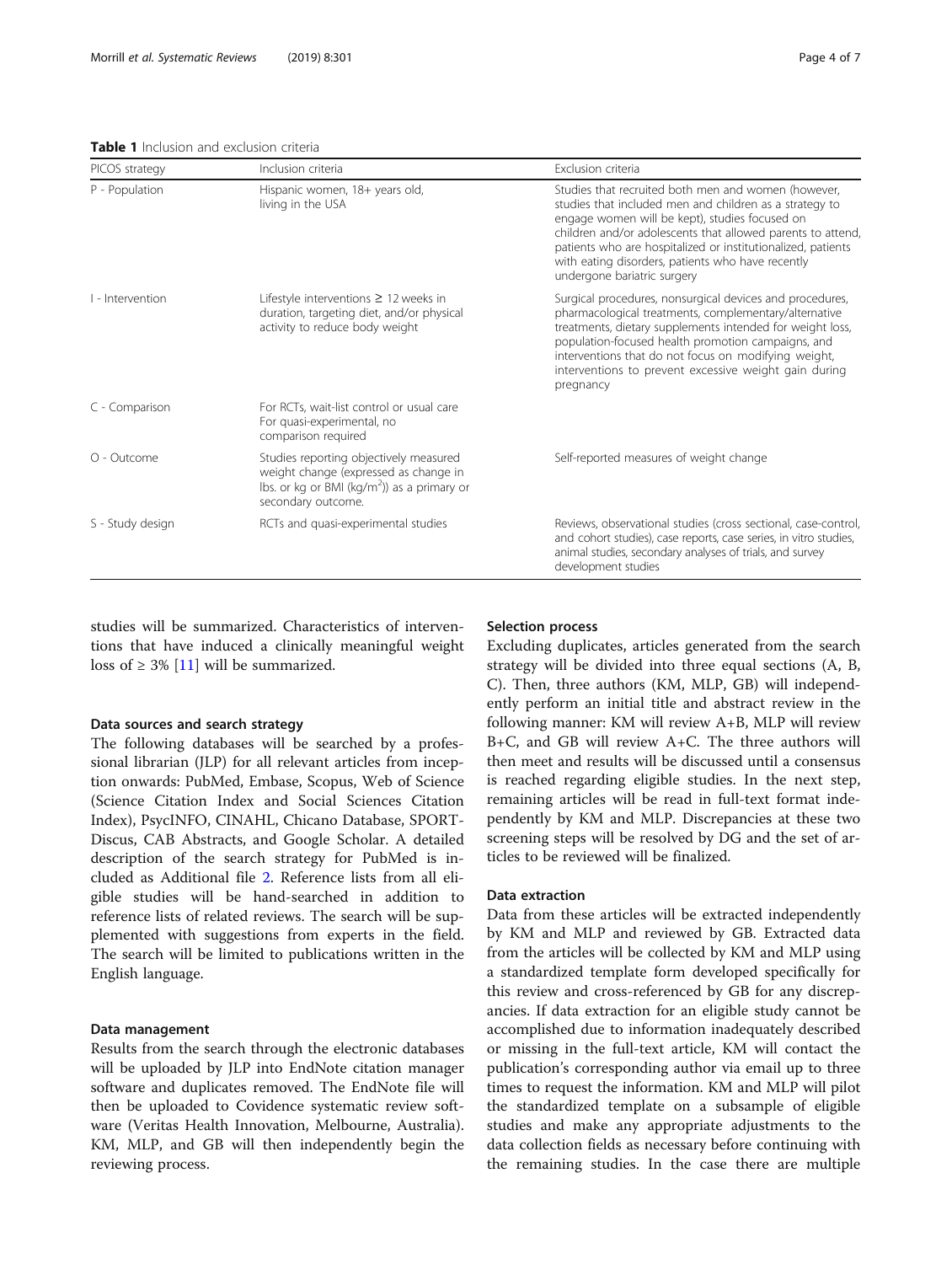**Table 1** Inclusion and exclusion criteria

| PICOS strategy | Inclusion criteria | Exclusion criteria |
|---|---|---|
| P - Population | Hispanic women, 18+ years old, living in the USA | Studies that recruited both men and women (however, studies that included men and children as a strategy to engage women will be kept), studies focused on children and/or adolescents that allowed parents to attend, patients who are hospitalized or institutionalized, patients with eating disorders, patients who have recently undergone bariatric surgery |
| I - Intervention | Lifestyle interventions ≥ 12 weeks in duration, targeting diet, and/or physical activity to reduce body weight | Surgical procedures, nonsurgical devices and procedures, pharmacological treatments, complementary/alternative treatments, dietary supplements intended for weight loss, population-focused health promotion campaigns, and interventions that do not focus on modifying weight, interventions to prevent excessive weight gain during pregnancy |
| C - Comparison | For RCTs, wait-list control or usual care<br>For quasi-experimental, no comparison required | |
| O - Outcome | Studies reporting objectively measured weight change (expressed as change in lbs. or kg or BMI ($kg/m^2$)) as a primary or secondary outcome. | Self-reported measures of weight change |
| S - Study design | RCTs and quasi-experimental studies | Reviews, observational studies (cross sectional, case-control, and cohort studies), case reports, case series, in vitro studies, animal studies, secondary analyses of trials, and survey development studies |

studies will be summarized. Characteristics of interventions that have induced a clinically meaningful weight loss of ≥ 3% [11] will be summarized.

### Data sources and search strategy

The following databases will be searched by a professional librarian (JLP) for all relevant articles from inception onwards: PubMed, Embase, Scopus, Web of Science (Science Citation Index and Social Sciences Citation Index), PsycINFO, CINAHL, Chicano Database, SPORTDiscus, CAB Abstracts, and Google Scholar. A detailed description of the search strategy for PubMed is included as Additional file 2. Reference lists from all eligible studies will be hand-searched in addition to reference lists of related reviews. The search will be supplemented with suggestions from experts in the field. The search will be limited to publications written in the English language.

### Data management

Results from the search through the electronic databases will be uploaded by JLP into EndNote citation manager software and duplicates removed. The EndNote file will then be uploaded to Covidence systematic review software (Veritas Health Innovation, Melbourne, Australia). KM, MLP, and GB will then independently begin the reviewing process.

### Selection process

Excluding duplicates, articles generated from the search strategy will be divided into three equal sections (A, B, C). Then, three authors (KM, MLP, GB) will independently perform an initial title and abstract review in the following manner: KM will review A+B, MLP will review B+C, and GB will review A+C. The three authors will then meet and results will be discussed until a consensus is reached regarding eligible studies. In the next step, remaining articles will be read in full-text format independently by KM and MLP. Discrepancies at these two screening steps will be resolved by DG and the set of articles to be reviewed will be finalized.

### Data extraction

Data from these articles will be extracted independently by KM and MLP and reviewed by GB. Extracted data from the articles will be collected by KM and MLP using a standardized template form developed specifically for this review and cross-referenced by GB for any discrepancies. If data extraction for an eligible study cannot be accomplished due to information inadequately described or missing in the full-text article, KM will contact the publication's corresponding author via email up to three times to request the information. KM and MLP will pilot the standardized template on a subsample of eligible studies and make any appropriate adjustments to the data collection fields as necessary before continuing with the remaining studies. In the case there are multiple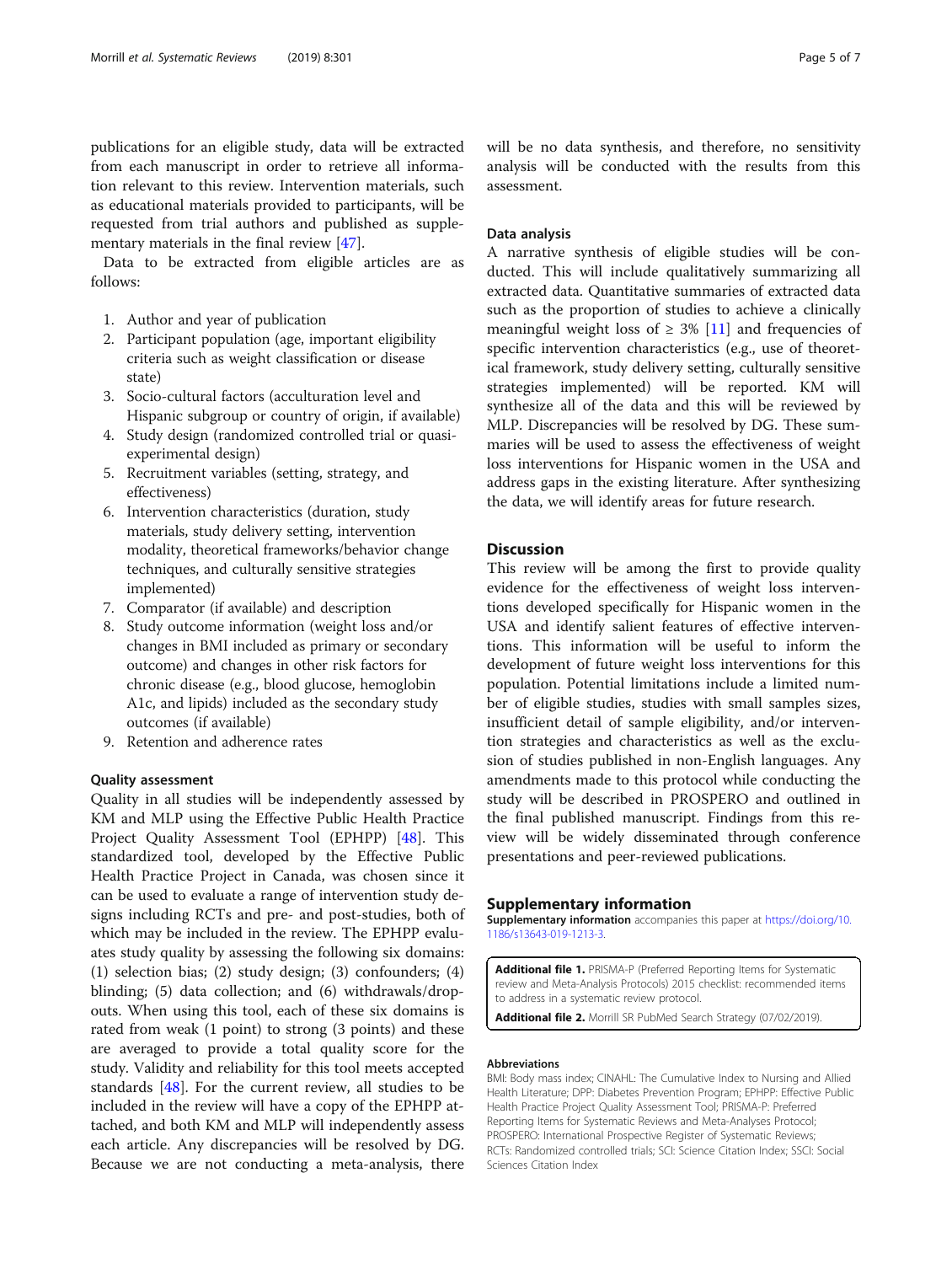publications for an eligible study, data will be extracted from each manuscript in order to retrieve all information relevant to this review. Intervention materials, such as educational materials provided to participants, will be requested from trial authors and published as supplementary materials in the final review [47].

Data to be extracted from eligible articles are as follows:

1. Author and year of publication
2. Participant population (age, important eligibility criteria such as weight classification or disease state)
3. Socio-cultural factors (acculturation level and Hispanic subgroup or country of origin, if available)
4. Study design (randomized controlled trial or quasi-experimental design)
5. Recruitment variables (setting, strategy, and effectiveness)
6. Intervention characteristics (duration, study materials, study delivery setting, intervention modality, theoretical frameworks/behavior change techniques, and culturally sensitive strategies implemented)
7. Comparator (if available) and description
8. Study outcome information (weight loss and/or changes in BMI included as primary or secondary outcome) and changes in other risk factors for chronic disease (e.g., blood glucose, hemoglobin A1c, and lipids) included as the secondary study outcomes (if available)
9. Retention and adherence rates

### Quality assessment

Quality in all studies will be independently assessed by KM and MLP using the Effective Public Health Practice Project Quality Assessment Tool (EPHPP) [48]. This standardized tool, developed by the Effective Public Health Practice Project in Canada, was chosen since it can be used to evaluate a range of intervention study designs including RCTs and pre- and post-studies, both of which may be included in the review. The EPHPP evaluates study quality by assessing the following six domains: (1) selection bias; (2) study design; (3) confounders; (4) blinding; (5) data collection; and (6) withdrawals/dropouts. When using this tool, each of these six domains is rated from weak (1 point) to strong (3 points) and these are averaged to provide a total quality score for the study. Validity and reliability for this tool meets accepted standards [48]. For the current review, all studies to be included in the review will have a copy of the EPHPP attached, and both KM and MLP will independently assess each article. Any discrepancies will be resolved by DG. Because we are not conducting a meta-analysis, there will be no data synthesis, and therefore, no sensitivity analysis will be conducted with the results from this assessment.

### Data analysis

A narrative synthesis of eligible studies will be conducted. This will include qualitatively summarizing all extracted data. Quantitative summaries of extracted data such as the proportion of studies to achieve a clinically meaningful weight loss of ≥ 3% [11] and frequencies of specific intervention characteristics (e.g., use of theoretical framework, study delivery setting, culturally sensitive strategies implemented) will be reported. KM will synthesize all of the data and this will be reviewed by MLP. Discrepancies will be resolved by DG. These summaries will be used to assess the effectiveness of weight loss interventions for Hispanic women in the USA and address gaps in the existing literature. After synthesizing the data, we will identify areas for future research.

## Discussion

This review will be among the first to provide quality evidence for the effectiveness of weight loss interventions developed specifically for Hispanic women in the USA and identify salient features of effective interventions. This information will be useful to inform the development of future weight loss interventions for this population. Potential limitations include a limited number of eligible studies, studies with small samples sizes, insufficient detail of sample eligibility, and/or intervention strategies and characteristics as well as the exclusion of studies published in non-English languages. Any amendments made to this protocol while conducting the study will be described in PROSPERO and outlined in the final published manuscript. Findings from this review will be widely disseminated through conference presentations and peer-reviewed publications.

## Supplementary information

**Supplementary information** accompanies this paper at https://doi.org/10.1186/s13643-019-1213-3.

**Additional file 1.** PRISMA-P (Preferred Reporting Items for Systematic review and Meta-Analysis Protocols) 2015 checklist: recommended items to address in a systematic review protocol.

**Additional file 2.** Morrill SR PubMed Search Strategy (07/02/2019).

#### Abbreviations

BMI: Body mass index; CINAHL: The Cumulative Index to Nursing and Allied Health Literature; DPP: Diabetes Prevention Program; EPHPP: Effective Public Health Practice Project Quality Assessment Tool; PRISMA-P: Preferred Reporting Items for Systematic Reviews and Meta-Analyses Protocol; PROSPERO: International Prospective Register of Systematic Reviews; RCTs: Randomized controlled trials; SCI: Science Citation Index; SSCI: Social Sciences Citation Index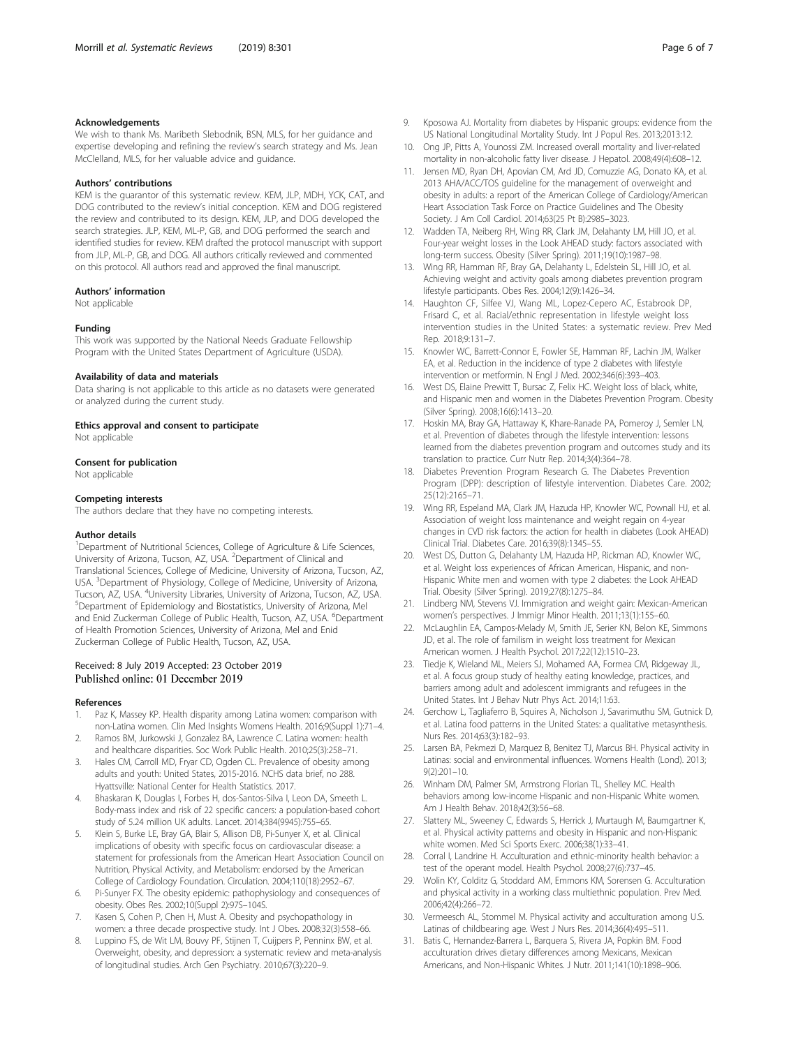#### Acknowledgements

We wish to thank Ms. Maribeth Slebodnik, BSN, MLS, for her guidance and expertise developing and refining the review's search strategy and Ms. Jean McClelland, MLS, for her valuable advice and guidance.

#### Authors' contributions

KEM is the guarantor of this systematic review. KEM, JLP, MDH, YCK, CAT, and DOG contributed to the review's initial conception. KEM and DOG registered the review and contributed to its design. KEM, JLP, and DOG developed the search strategies. JLP, KEM, ML-P, GB, and DOG performed the search and identified studies for review. KEM drafted the protocol manuscript with support from JLP, ML-P, GB, and DOG. All authors critically reviewed and commented on this protocol. All authors read and approved the final manuscript.

#### Authors' information

Not applicable

#### Funding

This work was supported by the National Needs Graduate Fellowship Program with the United States Department of Agriculture (USDA).

#### Availability of data and materials

Data sharing is not applicable to this article as no datasets were generated or analyzed during the current study.

#### Ethics approval and consent to participate

Not applicable

#### Consent for publication

Not applicable

#### Competing interests

The authors declare that they have no competing interests.

#### Author details

[1]Department of Nutritional Sciences, College of Agriculture & Life Sciences, University of Arizona, Tucson, AZ, USA. [2]Department of Clinical and Translational Sciences, College of Medicine, University of Arizona, Tucson, AZ, USA. [3]Department of Physiology, College of Medicine, University of Arizona, Tucson, AZ, USA. [4]University Libraries, University of Arizona, Tucson, AZ, USA. [5]Department of Epidemiology and Biostatistics, University of Arizona, Mel and Enid Zuckerman College of Public Health, Tucson, AZ, USA. [6]Department of Health Promotion Sciences, University of Arizona, Mel and Enid Zuckerman College of Public Health, Tucson, AZ, USA.

Received: 8 July 2019 Accepted: 23 October 2019
Published online: 01 December 2019

#### References

1. Paz K, Massey KP. Health disparity among Latina women: comparison with non-Latina women. Clin Med Insights Womens Health. 2016;9(Suppl 1):71–4.
2. Ramos BM, Jurkowski J, Gonzalez BA, Lawrence C. Latina women: health and healthcare disparities. Soc Work Public Health. 2010;25(3):258–71.
3. Hales CM, Carroll MD, Fryar CD, Ogden CL. Prevalence of obesity among adults and youth: United States, 2015-2016. NCHS data brief, no 288. Hyattsville: National Center for Health Statistics. 2017.
4. Bhaskaran K, Douglas I, Forbes H, dos-Santos-Silva I, Leon DA, Smeeth L. Body-mass index and risk of 22 specific cancers: a population-based cohort study of 5.24 million UK adults. Lancet. 2014;384(9945):755–65.
5. Klein S, Burke LE, Bray GA, Blair S, Allison DB, Pi-Sunyer X, et al. Clinical implications of obesity with specific focus on cardiovascular disease: a statement for professionals from the American Heart Association Council on Nutrition, Physical Activity, and Metabolism: endorsed by the American College of Cardiology Foundation. Circulation. 2004;110(18):2952–67.
6. Pi-Sunyer FX. The obesity epidemic: pathophysiology and consequences of obesity. Obes Res. 2002;10(Suppl 2):97S–104S.
7. Kasen S, Cohen P, Chen H, Must A. Obesity and psychopathology in women: a three decade prospective study. Int J Obes. 2008;32(3):558–66.
8. Luppino FS, de Wit LM, Bouvy PF, Stijnen T, Cuijpers P, Penninx BW, et al. Overweight, obesity, and depression: a systematic review and meta-analysis of longitudinal studies. Arch Gen Psychiatry. 2010;67(3):220–9.
9. Kposowa AJ. Mortality from diabetes by Hispanic groups: evidence from the US National Longitudinal Mortality Study. Int J Popul Res. 2013;2013:12.
10. Ong JP, Pitts A, Younossi ZM. Increased overall mortality and liver-related mortality in non-alcoholic fatty liver disease. J Hepatol. 2008;49(4):608–12.
11. Jensen MD, Ryan DH, Apovian CM, Ard JD, Comuzzie AG, Donato KA, et al. 2013 AHA/ACC/TOS guideline for the management of overweight and obesity in adults: a report of the American College of Cardiology/American Heart Association Task Force on Practice Guidelines and The Obesity Society. J Am Coll Cardiol. 2014;63(25 Pt B):2985–3023.
12. Wadden TA, Neiberg RH, Wing RR, Clark JM, Delahanty LM, Hill JO, et al. Four-year weight losses in the Look AHEAD study: factors associated with long-term success. Obesity (Silver Spring). 2011;19(10):1987–98.
13. Wing RR, Hamman RF, Bray GA, Delahanty L, Edelstein SL, Hill JO, et al. Achieving weight and activity goals among diabetes prevention program lifestyle participants. Obes Res. 2004;12(9):1426–34.
14. Haughton CF, Silfee VJ, Wang ML, Lopez-Cepero AC, Estabrook DP, Frisard C, et al. Racial/ethnic representation in lifestyle weight loss intervention studies in the United States: a systematic review. Prev Med Rep. 2018;9:131–7.
15. Knowler WC, Barrett-Connor E, Fowler SE, Hamman RF, Lachin JM, Walker EA, et al. Reduction in the incidence of type 2 diabetes with lifestyle intervention or metformin. N Engl J Med. 2002;346(6):393–403.
16. West DS, Elaine Prewitt T, Bursac Z, Felix HC. Weight loss of black, white, and Hispanic men and women in the Diabetes Prevention Program. Obesity (Silver Spring). 2008;16(6):1413–20.
17. Hoskin MA, Bray GA, Hattaway K, Khare-Ranade PA, Pomeroy J, Semler LN, et al. Prevention of diabetes through the lifestyle intervention: lessons learned from the diabetes prevention program and outcomes study and its translation to practice. Curr Nutr Rep. 2014;3(4):364–78.
18. Diabetes Prevention Program Research G. The Diabetes Prevention Program (DPP): description of lifestyle intervention. Diabetes Care. 2002; 25(12):2165–71.
19. Wing RR, Espeland MA, Clark JM, Hazuda HP, Knowler WC, Pownall HJ, et al. Association of weight loss maintenance and weight regain on 4-year changes in CVD risk factors: the action for health in diabetes (Look AHEAD) Clinical Trial. Diabetes Care. 2016;39(8):1345–55.
20. West DS, Dutton G, Delahanty LM, Hazuda HP, Rickman AD, Knowler WC, et al. Weight loss experiences of African American, Hispanic, and non-Hispanic White men and women with type 2 diabetes: the Look AHEAD Trial. Obesity (Silver Spring). 2019;27(8):1275–84.
21. Lindberg NM, Stevens VJ. Immigration and weight gain: Mexican-American women's perspectives. J Immigr Minor Health. 2011;13(1):155–60.
22. McLaughlin EA, Campos-Melady M, Smith JE, Serier KN, Belon KE, Simmons JD, et al. The role of familism in weight loss treatment for Mexican American women. J Health Psychol. 2017;22(12):1510–23.
23. Tiedje K, Wieland ML, Meiers SJ, Mohamed AA, Formea CM, Ridgeway JL, et al. A focus group study of healthy eating knowledge, practices, and barriers among adult and adolescent immigrants and refugees in the United States. Int J Behav Nutr Phys Act. 2014;11:63.
24. Gerchow L, Tagliaferro B, Squires A, Nicholson J, Savarimuthu SM, Gutnick D, et al. Latina food patterns in the United States: a qualitative metasynthesis. Nurs Res. 2014;63(3):182–93.
25. Larsen BA, Pekmezi D, Marquez B, Benitez TJ, Marcus BH. Physical activity in Latinas: social and environmental influences. Womens Health (Lond). 2013; 9(2):201–10.
26. Winham DM, Palmer SM, Armstrong Florian TL, Shelley MC. Health behaviors among low-income Hispanic and non-Hispanic White women. Am J Health Behav. 2018;42(3):56–68.
27. Slattery ML, Sweeney C, Edwards S, Herrick J, Murtaugh M, Baumgartner K, et al. Physical activity patterns and obesity in Hispanic and non-Hispanic white women. Med Sci Sports Exerc. 2006;38(1):33–41.
28. Corral I, Landrine H. Acculturation and ethnic-minority health behavior: a test of the operant model. Health Psychol. 2008;27(6):737–45.
29. Wolin KY, Colditz G, Stoddard AM, Emmons KM, Sorensen G. Acculturation and physical activity in a working class multiethnic population. Prev Med. 2006;42(4):266–72.
30. Vermeesch AL, Stommel M. Physical activity and acculturation among U.S. Latinas of childbearing age. West J Nurs Res. 2014;36(4):495–511.
31. Batis C, Hernandez-Barrera L, Barquera S, Rivera JA, Popkin BM. Food acculturation drives dietary differences among Mexicans, Mexican Americans, and Non-Hispanic Whites. J Nutr. 2011;141(10):1898–906.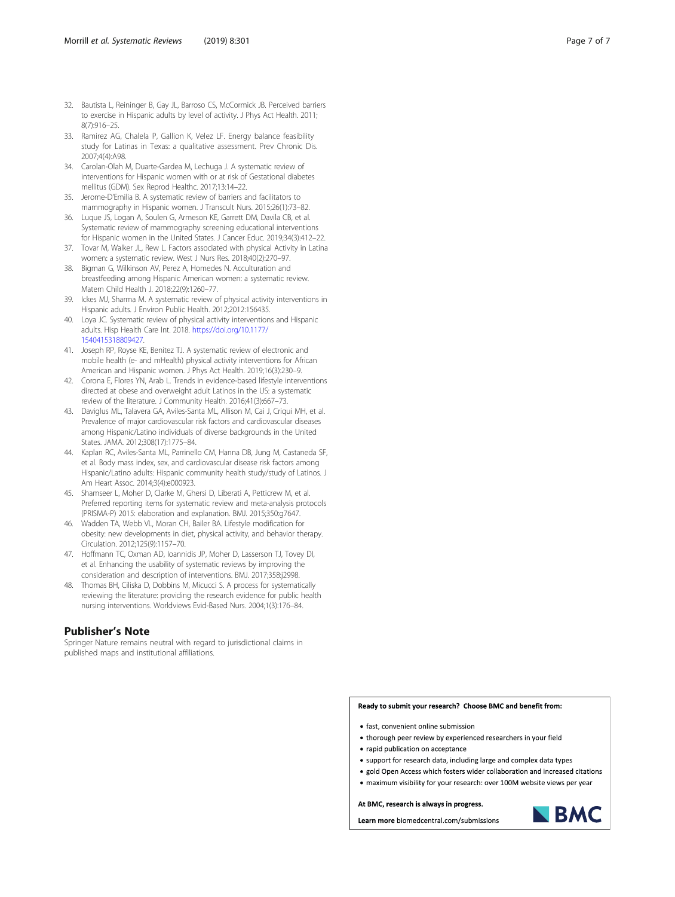32. Bautista L, Reininger B, Gay JL, Barroso CS, McCormick JB. Perceived barriers to exercise in Hispanic adults by level of activity. J Phys Act Health. 2011; 8(7):916–25.
33. Ramirez AG, Chalela P, Gallion K, Velez LF. Energy balance feasibility study for Latinas in Texas: a qualitative assessment. Prev Chronic Dis. 2007;4(4):A98.
34. Carolan-Olah M, Duarte-Gardea M, Lechuga J. A systematic review of interventions for Hispanic women with or at risk of Gestational diabetes mellitus (GDM). Sex Reprod Healthc. 2017;13:14–22.
35. Jerome-D'Emilia B. A systematic review of barriers and facilitators to mammography in Hispanic women. J Transcult Nurs. 2015;26(1):73–82.
36. Luque JS, Logan A, Soulen G, Armeson KE, Garrett DM, Davila CB, et al. Systematic review of mammography screening educational interventions for Hispanic women in the United States. J Cancer Educ. 2019;34(3):412–22.
37. Tovar M, Walker JL, Rew L. Factors associated with physical Activity in Latina women: a systematic review. West J Nurs Res. 2018;40(2):270–97.
38. Bigman G, Wilkinson AV, Perez A, Homedes N. Acculturation and breastfeeding among Hispanic American women: a systematic review. Matern Child Health J. 2018;22(9):1260–77.
39. Ickes MJ, Sharma M. A systematic review of physical activity interventions in Hispanic adults. J Environ Public Health. 2012;2012:156435.
40. Loya JC. Systematic review of physical activity interventions and Hispanic adults. Hisp Health Care Int. 2018. https://doi.org/10.1177/1540415318809427.
41. Joseph RP, Royse KE, Benitez TJ. A systematic review of electronic and mobile health (e- and mHealth) physical activity interventions for African American and Hispanic women. J Phys Act Health. 2019;16(3):230–9.
42. Corona E, Flores YN, Arab L. Trends in evidence-based lifestyle interventions directed at obese and overweight adult Latinos in the US: a systematic review of the literature. J Community Health. 2016;41(3):667–73.
43. Daviglus ML, Talavera GA, Aviles-Santa ML, Allison M, Cai J, Criqui MH, et al. Prevalence of major cardiovascular risk factors and cardiovascular diseases among Hispanic/Latino individuals of diverse backgrounds in the United States. JAMA. 2012;308(17):1775–84.
44. Kaplan RC, Aviles-Santa ML, Parrinello CM, Hanna DB, Jung M, Castaneda SF, et al. Body mass index, sex, and cardiovascular disease risk factors among Hispanic/Latino adults: Hispanic community health study/study of Latinos. J Am Heart Assoc. 2014;3(4):e000923.
45. Shamseer L, Moher D, Clarke M, Ghersi D, Liberati A, Petticrew M, et al. Preferred reporting items for systematic review and meta-analysis protocols (PRISMA-P) 2015: elaboration and explanation. BMJ. 2015;350:g7647.
46. Wadden TA, Webb VL, Moran CH, Bailer BA. Lifestyle modification for obesity: new developments in diet, physical activity, and behavior therapy. Circulation. 2012;125(9):1157–70.
47. Hoffmann TC, Oxman AD, Ioannidis JP, Moher D, Lasserson TJ, Tovey DI, et al. Enhancing the usability of systematic reviews by improving the consideration and description of interventions. BMJ. 2017;358:j2998.
48. Thomas BH, Ciliska D, Dobbins M, Micucci S. A process for systematically reviewing the literature: providing the research evidence for public health nursing interventions. Worldviews Evid-Based Nurs. 2004;1(3):176–84.

## Publisher's Note

Springer Nature remains neutral with regard to jurisdictional claims in published maps and institutional affiliations.

**Ready to submit your research? Choose BMC and benefit from:**

- fast, convenient online submission
- thorough peer review by experienced researchers in your field
- rapid publication on acceptance
- support for research data, including large and complex data types
- gold Open Access which fosters wider collaboration and increased citations
- maximum visibility for your research: over 100M website views per year

**At BMC, research is always in progress.**

**Learn more** biomedcentral.com/submissions

BMC